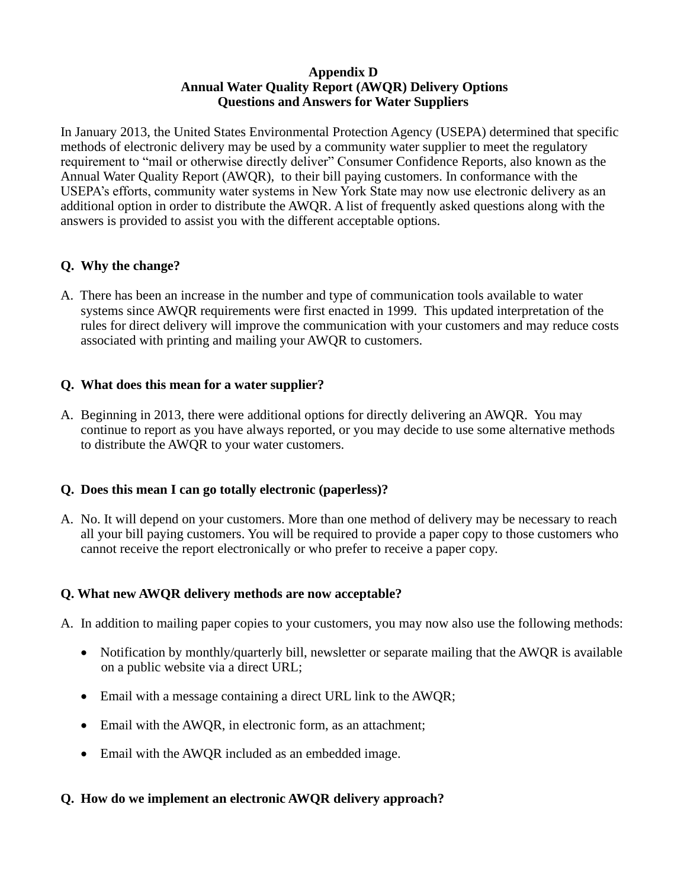# Appendix D
## Annual Water Quality Report (AWQR) Delivery Options
## Questions and Answers for Water Suppliers

In January 2013, the United States Environmental Protection Agency (USEPA) determined that specific methods of electronic delivery may be used by a community water supplier to meet the regulatory requirement to "mail or otherwise directly deliver" Consumer Confidence Reports, also known as the Annual Water Quality Report (AWQR), to their bill paying customers. In conformance with the USEPA's efforts, community water systems in New York State may now use electronic delivery as an additional option in order to distribute the AWQR. A list of frequently asked questions along with the answers is provided to assist you with the different acceptable options.

**Q. Why the change?**

A. There has been an increase in the number and type of communication tools available to water systems since AWQR requirements were first enacted in 1999. This updated interpretation of the rules for direct delivery will improve the communication with your customers and may reduce costs associated with printing and mailing your AWQR to customers.

**Q. What does this mean for a water supplier?**

A. Beginning in 2013, there were additional options for directly delivering an AWQR. You may continue to report as you have always reported, or you may decide to use some alternative methods to distribute the AWQR to your water customers.

**Q. Does this mean I can go totally electronic (paperless)?**

A. No. It will depend on your customers. More than one method of delivery may be necessary to reach all your bill paying customers. You will be required to provide a paper copy to those customers who cannot receive the report electronically or who prefer to receive a paper copy.

**Q. What new AWQR delivery methods are now acceptable?**

A. In addition to mailing paper copies to your customers, you may now also use the following methods:

- Notification by monthly/quarterly bill, newsletter or separate mailing that the AWQR is available on a public website via a direct URL;
- Email with a message containing a direct URL link to the AWQR;
- Email with the AWQR, in electronic form, as an attachment;
- Email with the AWQR included as an embedded image.

**Q. How do we implement an electronic AWQR delivery approach?**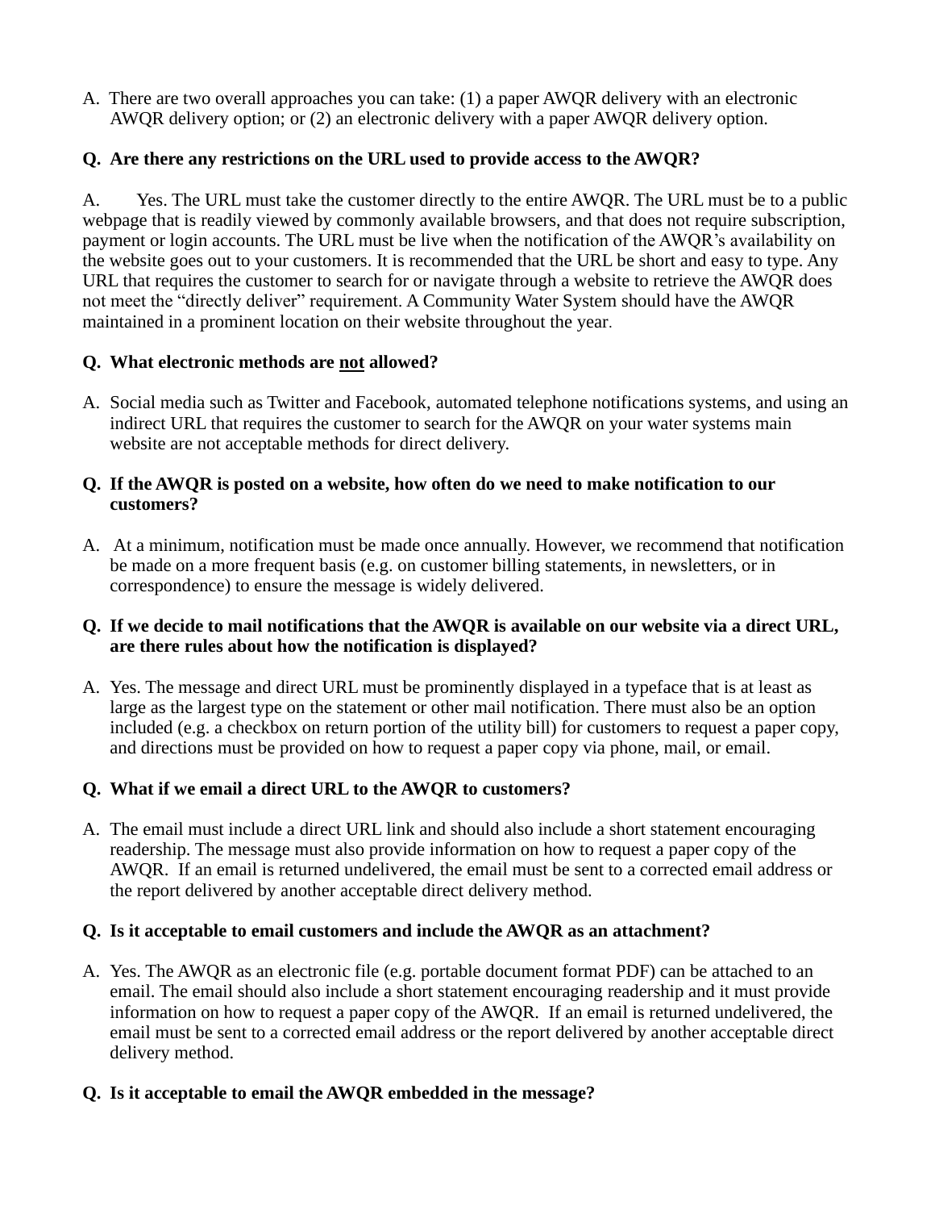A. There are two overall approaches you can take: (1) a paper AWQR delivery with an electronic AWQR delivery option; or (2) an electronic delivery with a paper AWQR delivery option.

**Q. Are there any restrictions on the URL used to provide access to the AWQR?**

A. Yes. The URL must take the customer directly to the entire AWQR. The URL must be to a public webpage that is readily viewed by commonly available browsers, and that does not require subscription, payment or login accounts. The URL must be live when the notification of the AWQR's availability on the website goes out to your customers. It is recommended that the URL be short and easy to type. Any URL that requires the customer to search for or navigate through a website to retrieve the AWQR does not meet the "directly deliver" requirement. A Community Water System should have the AWQR maintained in a prominent location on their website throughout the year.

**Q. What electronic methods are not allowed?**

A. Social media such as Twitter and Facebook, automated telephone notifications systems, and using an indirect URL that requires the customer to search for the AWQR on your water systems main website are not acceptable methods for direct delivery.

**Q. If the AWQR is posted on a website, how often do we need to make notification to our customers?**

A. At a minimum, notification must be made once annually. However, we recommend that notification be made on a more frequent basis (e.g. on customer billing statements, in newsletters, or in correspondence) to ensure the message is widely delivered.

**Q. If we decide to mail notifications that the AWQR is available on our website via a direct URL, are there rules about how the notification is displayed?**

A. Yes. The message and direct URL must be prominently displayed in a typeface that is at least as large as the largest type on the statement or other mail notification. There must also be an option included (e.g. a checkbox on return portion of the utility bill) for customers to request a paper copy, and directions must be provided on how to request a paper copy via phone, mail, or email.

**Q. What if we email a direct URL to the AWQR to customers?**

A. The email must include a direct URL link and should also include a short statement encouraging readership. The message must also provide information on how to request a paper copy of the AWQR. If an email is returned undelivered, the email must be sent to a corrected email address or the report delivered by another acceptable direct delivery method.

**Q. Is it acceptable to email customers and include the AWQR as an attachment?**

A. Yes. The AWQR as an electronic file (e.g. portable document format PDF) can be attached to an email. The email should also include a short statement encouraging readership and it must provide information on how to request a paper copy of the AWQR. If an email is returned undelivered, the email must be sent to a corrected email address or the report delivered by another acceptable direct delivery method.

**Q. Is it acceptable to email the AWQR embedded in the message?**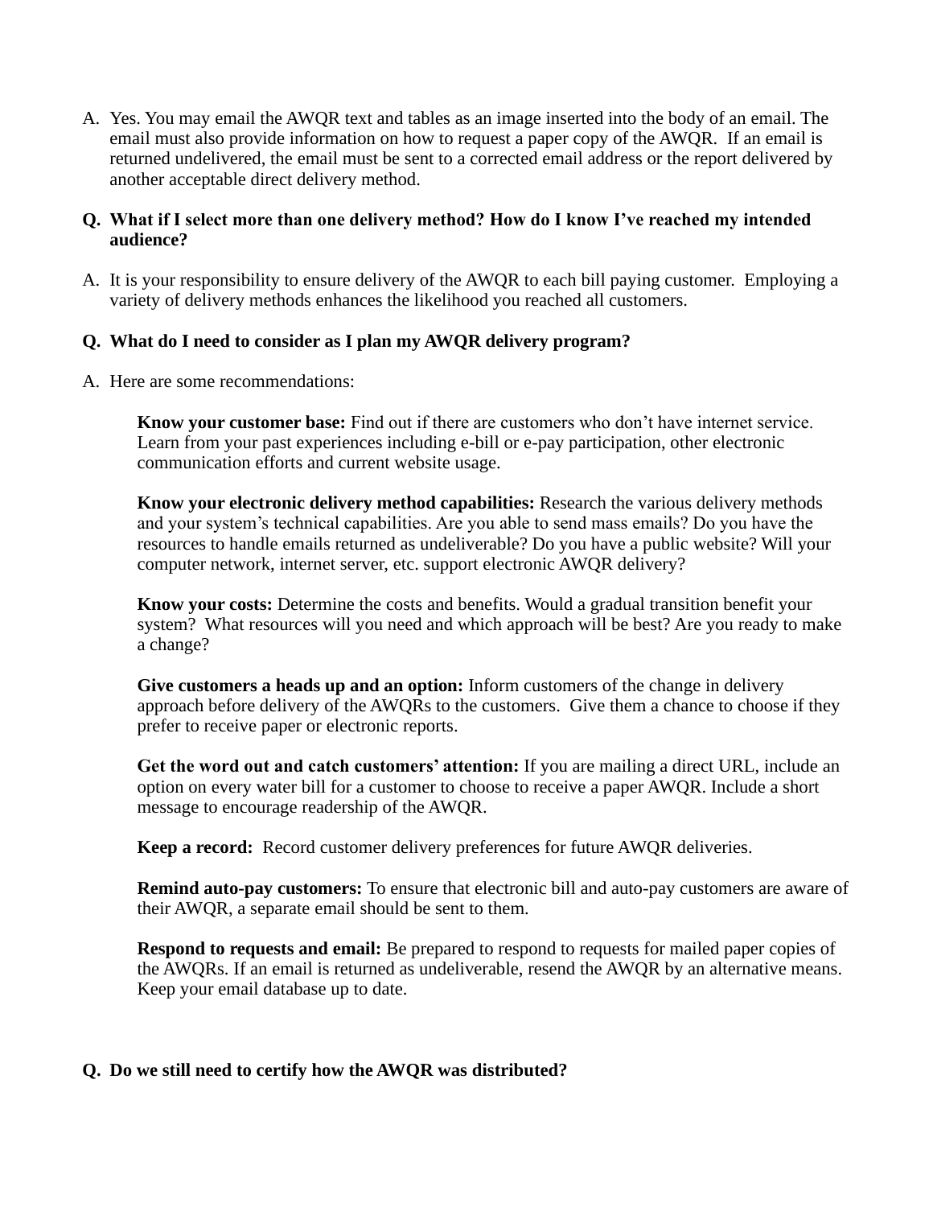A. Yes. You may email the AWQR text and tables as an image inserted into the body of an email. The email must also provide information on how to request a paper copy of the AWQR. If an email is returned undelivered, the email must be sent to a corrected email address or the report delivered by another acceptable direct delivery method.

**Q. What if I select more than one delivery method? How do I know I've reached my intended audience?**

A. It is your responsibility to ensure delivery of the AWQR to each bill paying customer. Employing a variety of delivery methods enhances the likelihood you reached all customers.

**Q. What do I need to consider as I plan my AWQR delivery program?**

A. Here are some recommendations:

> **Know your customer base:** Find out if there are customers who don't have internet service. Learn from your past experiences including e-bill or e-pay participation, other electronic communication efforts and current website usage.
>
> **Know your electronic delivery method capabilities:** Research the various delivery methods and your system's technical capabilities. Are you able to send mass emails? Do you have the resources to handle emails returned as undeliverable? Do you have a public website? Will your computer network, internet server, etc. support electronic AWQR delivery?
>
> **Know your costs:** Determine the costs and benefits. Would a gradual transition benefit your system? What resources will you need and which approach will be best? Are you ready to make a change?
>
> **Give customers a heads up and an option:** Inform customers of the change in delivery approach before delivery of the AWQRs to the customers. Give them a chance to choose if they prefer to receive paper or electronic reports.
>
> **Get the word out and catch customers' attention:** If you are mailing a direct URL, include an option on every water bill for a customer to choose to receive a paper AWQR. Include a short message to encourage readership of the AWQR.
>
> **Keep a record:** Record customer delivery preferences for future AWQR deliveries.
>
> **Remind auto-pay customers:** To ensure that electronic bill and auto-pay customers are aware of their AWQR, a separate email should be sent to them.
>
> **Respond to requests and email:** Be prepared to respond to requests for mailed paper copies of the AWQRs. If an email is returned as undeliverable, resend the AWQR by an alternative means. Keep your email database up to date.

**Q. Do we still need to certify how the AWQR was distributed?**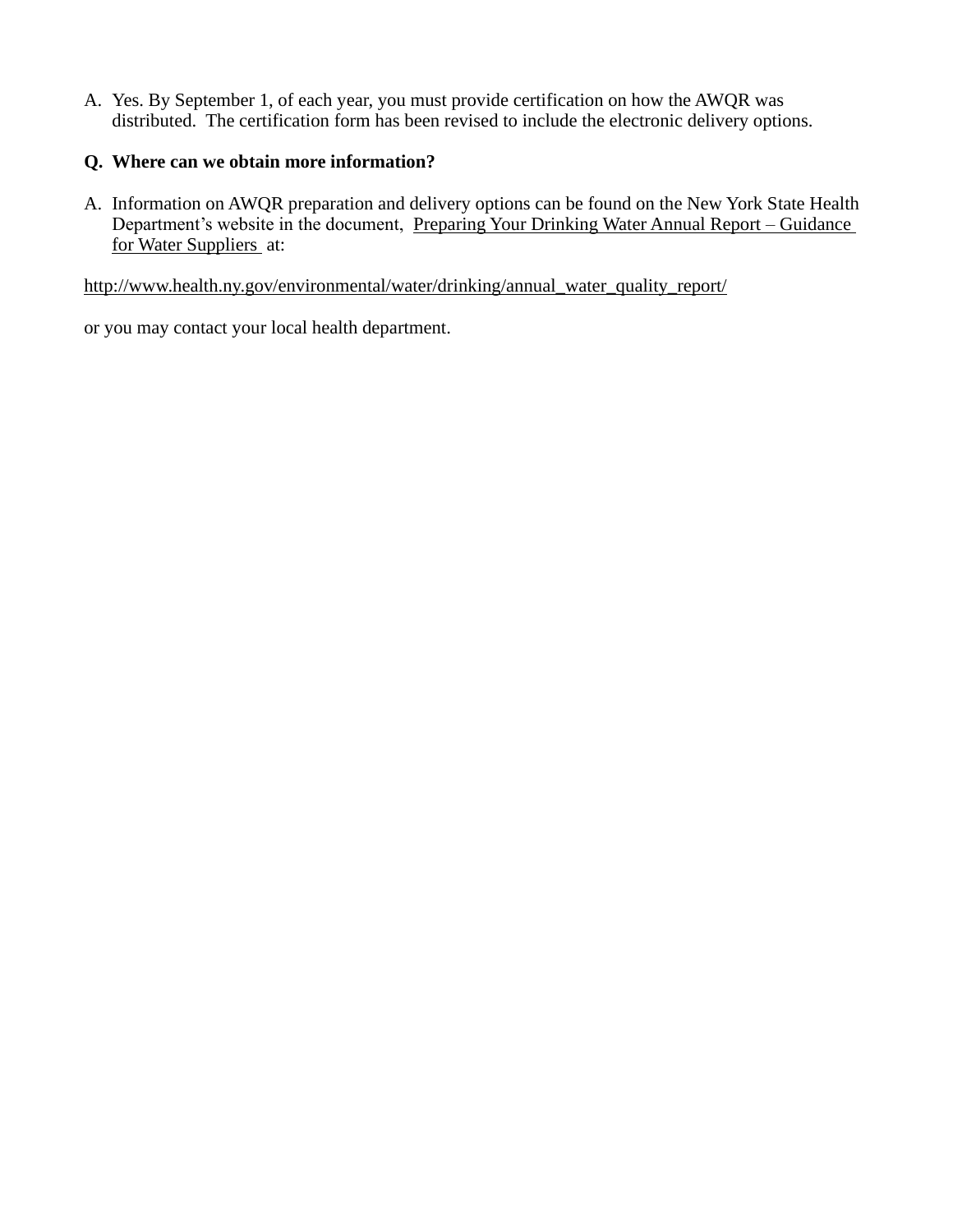A. Yes. By September 1, of each year, you must provide certification on how the AWQR was distributed. The certification form has been revised to include the electronic delivery options.

**Q. Where can we obtain more information?**

A. Information on AWQR preparation and delivery options can be found on the New York State Health Department's website in the document, Preparing Your Drinking Water Annual Report – Guidance for Water Suppliers at:

http://www.health.ny.gov/environmental/water/drinking/annual_water_quality_report/

or you may contact your local health department.